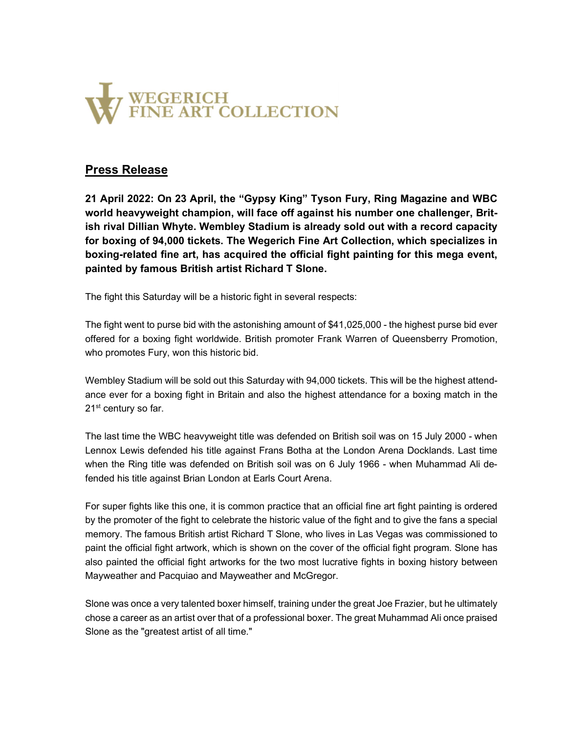WEGERICH
FINE ART COLLECTION

## Press Release

**21 April 2022: On 23 April, the "Gypsy King" Tyson Fury, Ring Magazine and WBC world heavyweight champion, will face off against his number one challenger, British rival Dillian Whyte. Wembley Stadium is already sold out with a record capacity for boxing of 94,000 tickets. The Wegerich Fine Art Collection, which specializes in boxing-related fine art, has acquired the official fight painting for this mega event, painted by famous British artist Richard T Slone.**

The fight this Saturday will be a historic fight in several respects:

The fight went to purse bid with the astonishing amount of $41,025,000 - the highest purse bid ever offered for a boxing fight worldwide. British promoter Frank Warren of Queensberry Promotion, who promotes Fury, won this historic bid.

Wembley Stadium will be sold out this Saturday with 94,000 tickets. This will be the highest attendance ever for a boxing fight in Britain and also the highest attendance for a boxing match in the 21st century so far.

The last time the WBC heavyweight title was defended on British soil was on 15 July 2000 - when Lennox Lewis defended his title against Frans Botha at the London Arena Docklands. Last time when the Ring title was defended on British soil was on 6 July 1966 - when Muhammad Ali defended his title against Brian London at Earls Court Arena.

For super fights like this one, it is common practice that an official fine art fight painting is ordered by the promoter of the fight to celebrate the historic value of the fight and to give the fans a special memory. The famous British artist Richard T Slone, who lives in Las Vegas was commissioned to paint the official fight artwork, which is shown on the cover of the official fight program. Slone has also painted the official fight artworks for the two most lucrative fights in boxing history between Mayweather and Pacquiao and Mayweather and McGregor.

Slone was once a very talented boxer himself, training under the great Joe Frazier, but he ultimately chose a career as an artist over that of a professional boxer. The great Muhammad Ali once praised Slone as the "greatest artist of all time."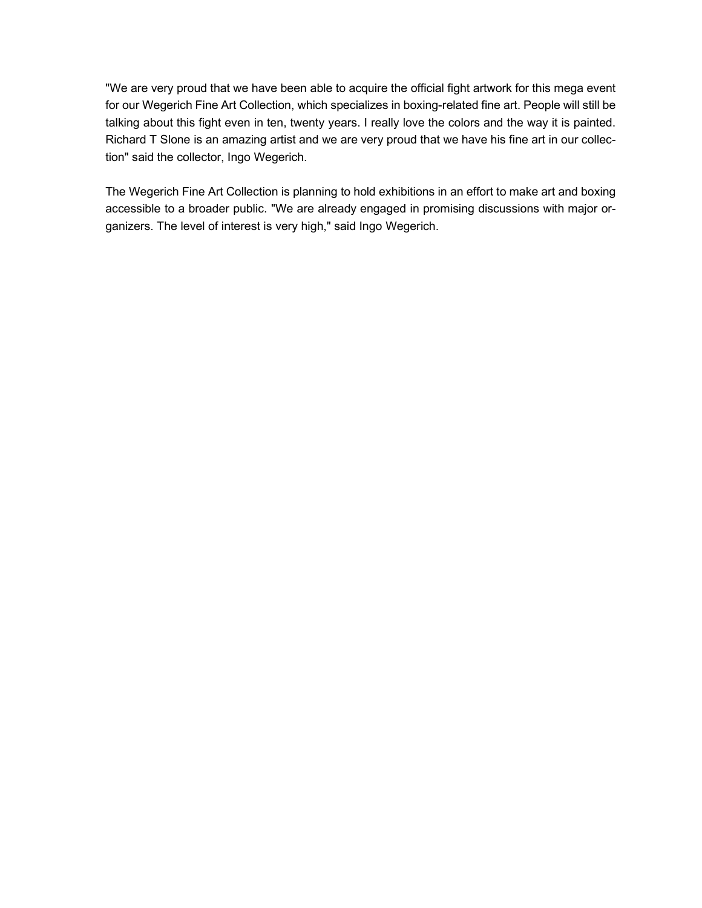"We are very proud that we have been able to acquire the official fight artwork for this mega event for our Wegerich Fine Art Collection, which specializes in boxing-related fine art. People will still be talking about this fight even in ten, twenty years. I really love the colors and the way it is painted. Richard T Slone is an amazing artist and we are very proud that we have his fine art in our collection" said the collector, Ingo Wegerich.

The Wegerich Fine Art Collection is planning to hold exhibitions in an effort to make art and boxing accessible to a broader public. "We are already engaged in promising discussions with major organizers. The level of interest is very high," said Ingo Wegerich.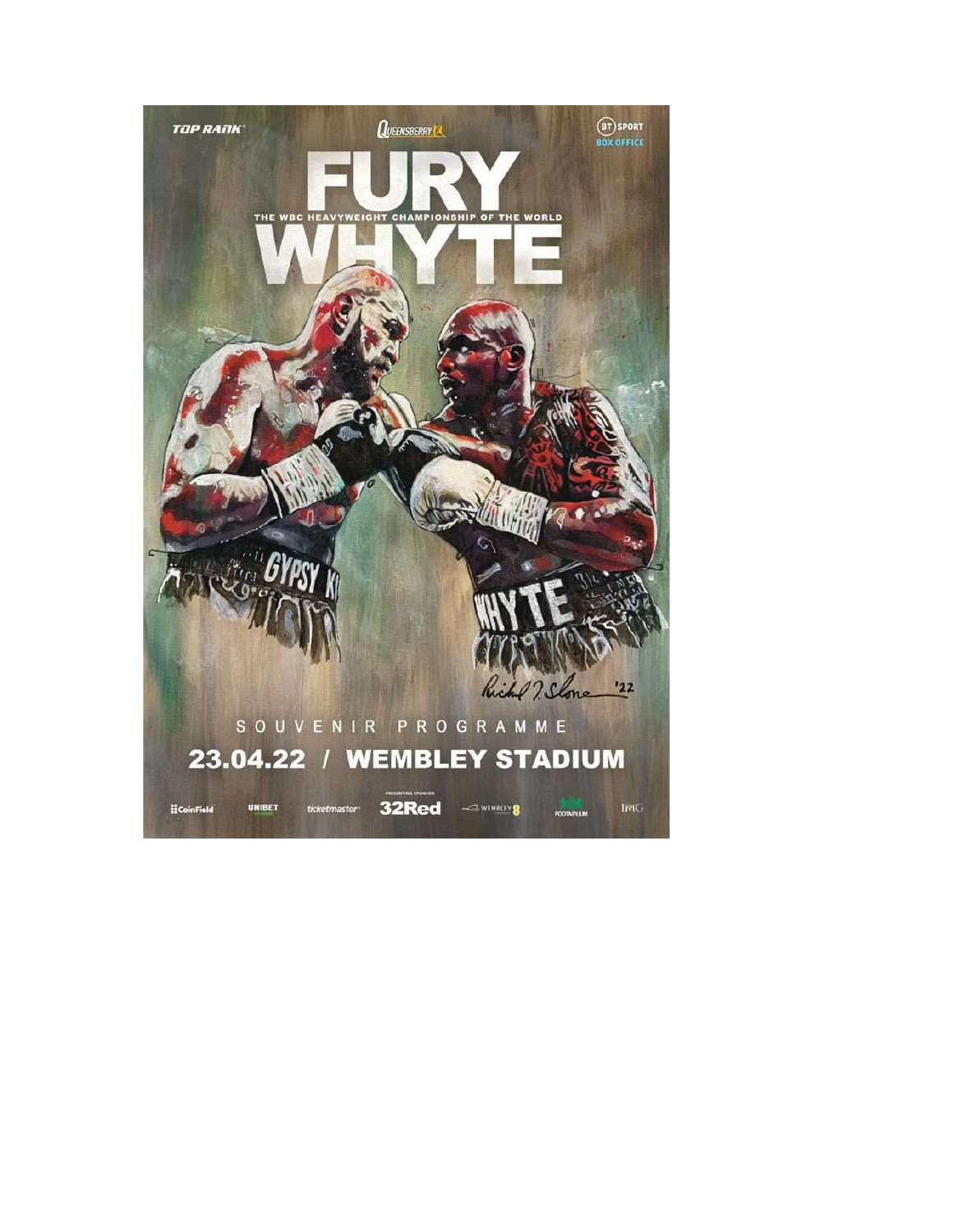TOP RANK

QUEENSBERRY

BT SPORT BOX OFFICE

# FURY

THE WBC HEAVYWEIGHT CHAMPIONSHIP OF THE WORLD

# WHYTE

GYPSY K

WHYTE

Richard T. Slone '22

SOUVENIR PROGRAMME

## 23.04.22 / WEMBLEY STADIUM

CoinField UNIBET ticketmaster PRESENTING SPONSOR 32Red WEMBLEY FOOTASYLUM IMG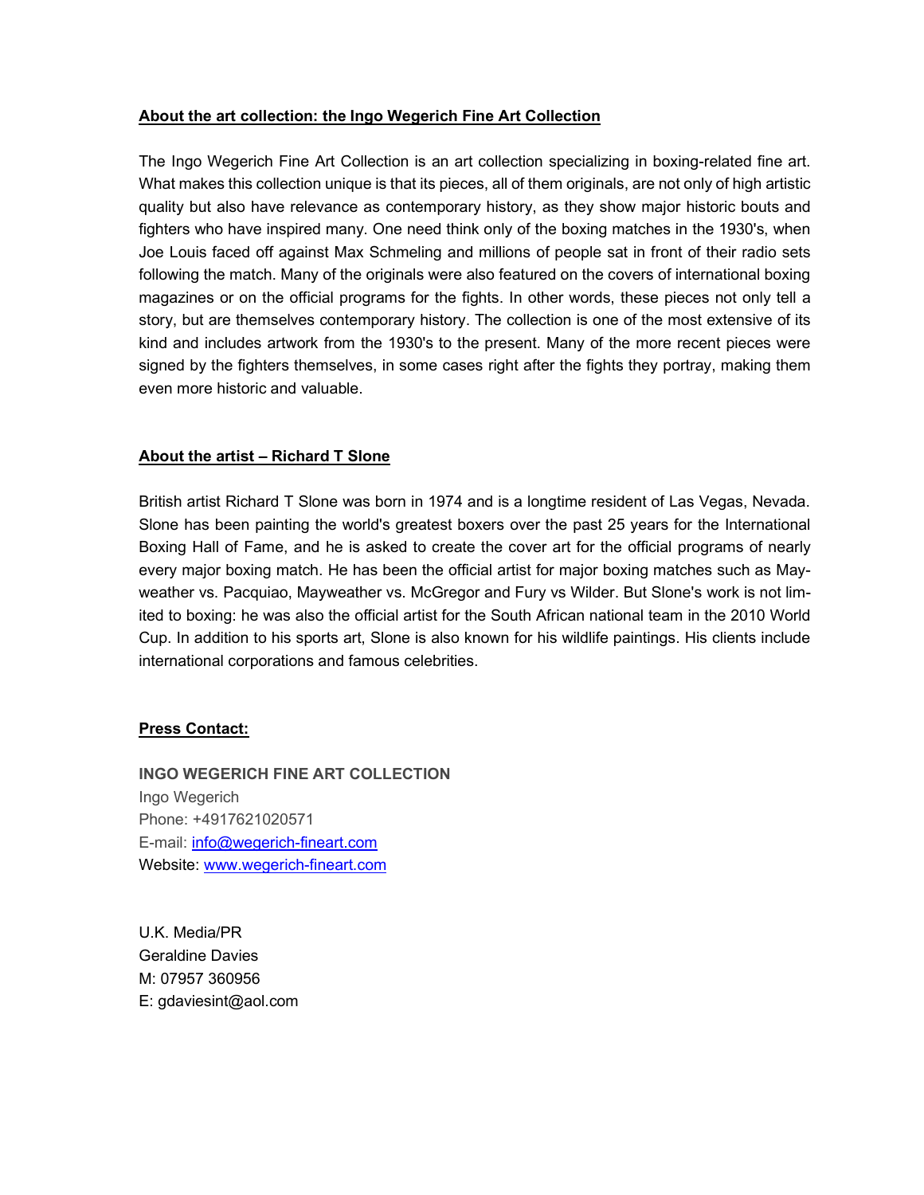**About the art collection: the Ingo Wegerich Fine Art Collection**

The Ingo Wegerich Fine Art Collection is an art collection specializing in boxing-related fine art. What makes this collection unique is that its pieces, all of them originals, are not only of high artistic quality but also have relevance as contemporary history, as they show major historic bouts and fighters who have inspired many. One need think only of the boxing matches in the 1930's, when Joe Louis faced off against Max Schmeling and millions of people sat in front of their radio sets following the match. Many of the originals were also featured on the covers of international boxing magazines or on the official programs for the fights. In other words, these pieces not only tell a story, but are themselves contemporary history. The collection is one of the most extensive of its kind and includes artwork from the 1930's to the present. Many of the more recent pieces were signed by the fighters themselves, in some cases right after the fights they portray, making them even more historic and valuable.

**About the artist – Richard T Slone**

British artist Richard T Slone was born in 1974 and is a longtime resident of Las Vegas, Nevada. Slone has been painting the world's greatest boxers over the past 25 years for the International Boxing Hall of Fame, and he is asked to create the cover art for the official programs of nearly every major boxing match. He has been the official artist for major boxing matches such as Mayweather vs. Pacquiao, Mayweather vs. McGregor and Fury vs Wilder. But Slone's work is not limited to boxing: he was also the official artist for the South African national team in the 2010 World Cup. In addition to his sports art, Slone is also known for his wildlife paintings. His clients include international corporations and famous celebrities.

**Press Contact:**

**INGO WEGERICH FINE ART COLLECTION**
Ingo Wegerich
Phone: +4917621020571
E-mail: info@wegerich-fineart.com
Website: www.wegerich-fineart.com

U.K. Media/PR
Geraldine Davies
M: 07957 360956
E: gdaviesint@aol.com